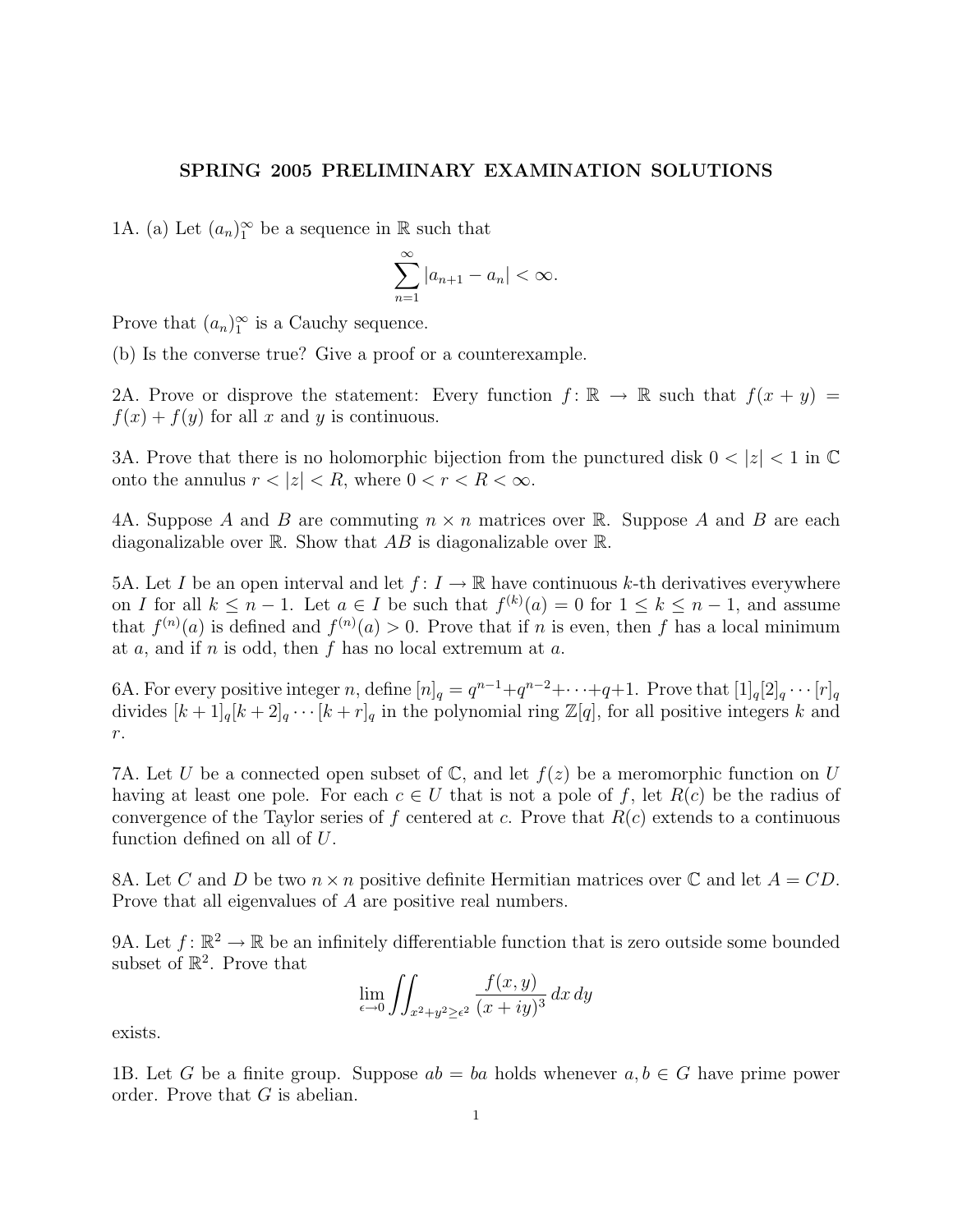# SPRING 2005 PRELIMINARY EXAMINATION SOLUTIONS

1A. (a) Let $(a_n)_1^\infty$ be a sequence in $\mathbb{R}$ such that

$$\sum_{n=1}^{\infty} |a_{n+1} - a_n| < \infty.$$

Prove that $(a_n)_1^\infty$ is a Cauchy sequence.

(b) Is the converse true? Give a proof or a counterexample.

2A. Prove or disprove the statement: Every function $f\colon \mathbb{R} \to \mathbb{R}$ such that $f(x+y) = f(x) + f(y)$ for all $x$ and $y$ is continuous.

3A. Prove that there is no holomorphic bijection from the punctured disk $0 < |z| < 1$ in $\mathbb{C}$ onto the annulus $r < |z| < R$, where $0 < r < R < \infty$.

4A. Suppose $A$ and $B$ are commuting $n \times n$ matrices over $\mathbb{R}$. Suppose $A$ and $B$ are each diagonalizable over $\mathbb{R}$. Show that $AB$ is diagonalizable over $\mathbb{R}$.

5A. Let $I$ be an open interval and let $f\colon I \to \mathbb{R}$ have continuous $k$-th derivatives everywhere on $I$ for all $k \le n-1$. Let $a \in I$ be such that $f^{(k)}(a) = 0$ for $1 \le k \le n-1$, and assume that $f^{(n)}(a)$ is defined and $f^{(n)}(a) > 0$. Prove that if $n$ is even, then $f$ has a local minimum at $a$, and if $n$ is odd, then $f$ has no local extremum at $a$.

6A. For every positive integer $n$, define $[n]_q = q^{n-1} + q^{n-2} + \cdots + q + 1$. Prove that $[1]_q[2]_q \cdots [r]_q$ divides $[k+1]_q[k+2]_q \cdots [k+r]_q$ in the polynomial ring $\mathbb{Z}[q]$, for all positive integers $k$ and $r$.

7A. Let $U$ be a connected open subset of $\mathbb{C}$, and let $f(z)$ be a meromorphic function on $U$ having at least one pole. For each $c \in U$ that is not a pole of $f$, let $R(c)$ be the radius of convergence of the Taylor series of $f$ centered at $c$. Prove that $R(c)$ extends to a continuous function defined on all of $U$.

8A. Let $C$ and $D$ be two $n \times n$ positive definite Hermitian matrices over $\mathbb{C}$ and let $A = CD$. Prove that all eigenvalues of $A$ are positive real numbers.

9A. Let $f\colon \mathbb{R}^2 \to \mathbb{R}$ be an infinitely differentiable function that is zero outside some bounded subset of $\mathbb{R}^2$. Prove that

$$\lim_{\epsilon \to 0} \iint_{x^2+y^2 \ge \epsilon^2} \frac{f(x,y)}{(x+iy)^3}\, dx\, dy$$

exists.

1B. Let $G$ be a finite group. Suppose $ab = ba$ holds whenever $a, b \in G$ have prime power order. Prove that $G$ is abelian.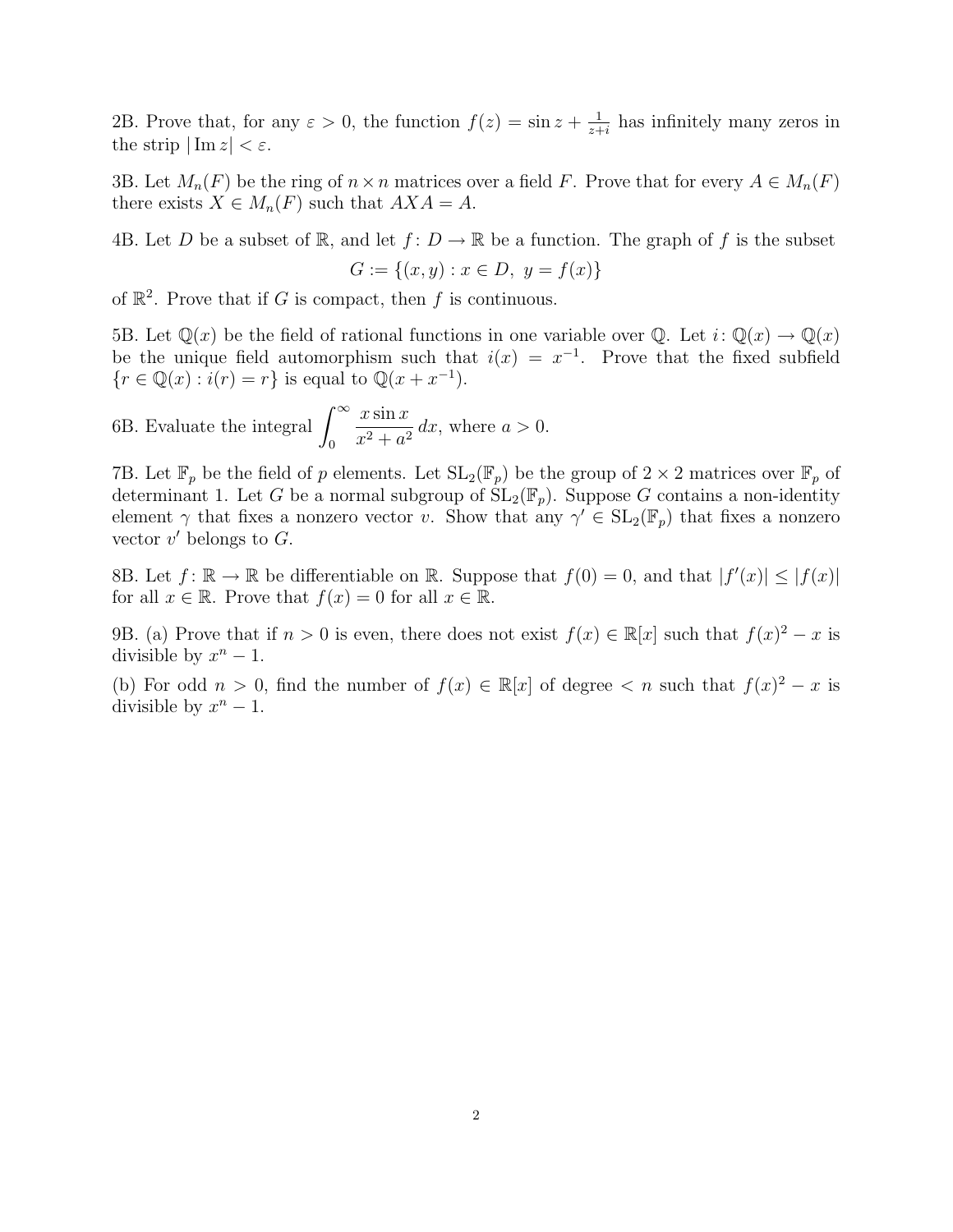2B. Prove that, for any $\varepsilon > 0$, the function $f(z) = \sin z + \frac{1}{z+i}$ has infinitely many zeros in the strip $|\operatorname{Im} z| < \varepsilon$.

3B. Let $M_n(F)$ be the ring of $n \times n$ matrices over a field $F$. Prove that for every $A \in M_n(F)$ there exists $X \in M_n(F)$ such that $AXA = A$.

4B. Let $D$ be a subset of $\mathbb{R}$, and let $f \colon D \to \mathbb{R}$ be a function. The graph of $f$ is the subset

$$G := \{(x, y) : x \in D,\ y = f(x)\}$$

of $\mathbb{R}^2$. Prove that if $G$ is compact, then $f$ is continuous.

5B. Let $\mathbb{Q}(x)$ be the field of rational functions in one variable over $\mathbb{Q}$. Let $i \colon \mathbb{Q}(x) \to \mathbb{Q}(x)$ be the unique field automorphism such that $i(x) = x^{-1}$. Prove that the fixed subfield $\{r \in \mathbb{Q}(x) : i(r) = r\}$ is equal to $\mathbb{Q}(x + x^{-1})$.

6B. Evaluate the integral $\displaystyle\int_0^\infty \frac{x \sin x}{x^2 + a^2}\, dx$, where $a > 0$.

7B. Let $\mathbb{F}_p$ be the field of $p$ elements. Let $\mathrm{SL}_2(\mathbb{F}_p)$ be the group of $2 \times 2$ matrices over $\mathbb{F}_p$ of determinant 1. Let $G$ be a normal subgroup of $\mathrm{SL}_2(\mathbb{F}_p)$. Suppose $G$ contains a non-identity element $\gamma$ that fixes a nonzero vector $v$. Show that any $\gamma' \in \mathrm{SL}_2(\mathbb{F}_p)$ that fixes a nonzero vector $v'$ belongs to $G$.

8B. Let $f \colon \mathbb{R} \to \mathbb{R}$ be differentiable on $\mathbb{R}$. Suppose that $f(0) = 0$, and that $|f'(x)| \le |f(x)|$ for all $x \in \mathbb{R}$. Prove that $f(x) = 0$ for all $x \in \mathbb{R}$.

9B. (a) Prove that if $n > 0$ is even, there does not exist $f(x) \in \mathbb{R}[x]$ such that $f(x)^2 - x$ is divisible by $x^n - 1$.

(b) For odd $n > 0$, find the number of $f(x) \in \mathbb{R}[x]$ of degree $< n$ such that $f(x)^2 - x$ is divisible by $x^n - 1$.